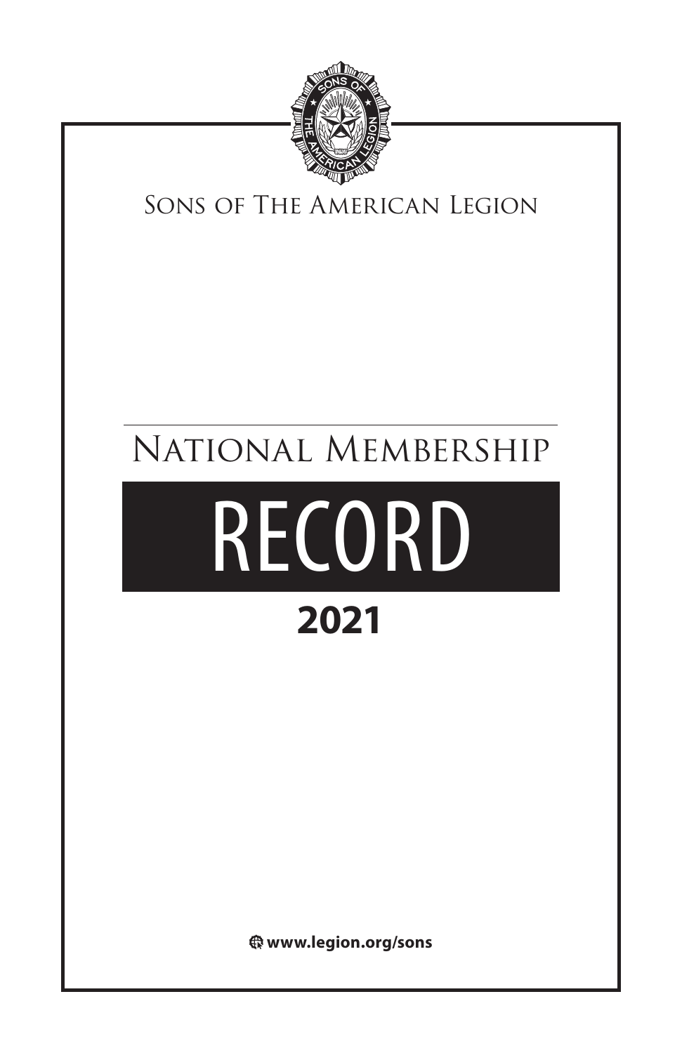Sons of The American Legion

# National Membership

# RECORD

## 2021

www.legion.org/sons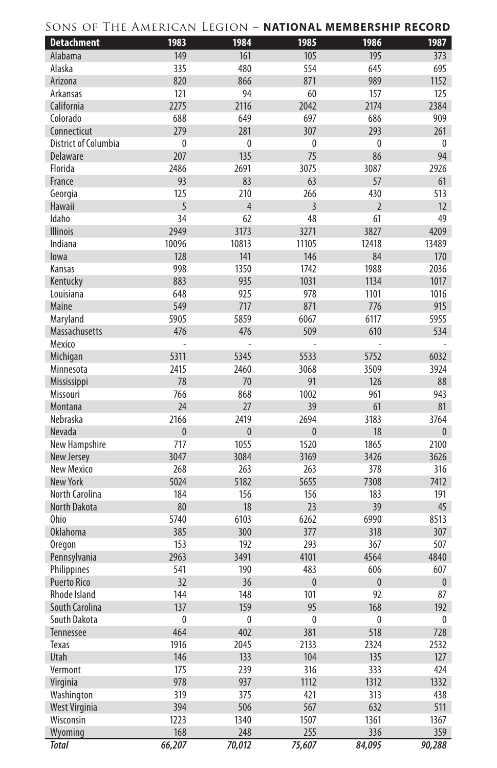# Sons of The American Legion – **NATIONAL MEMBERSHIP RECORD**

| Detachment | 1983 | 1984 | 1985 | 1986 | 1987 |
|---|---|---|---|---|---|
| Alabama | 149 | 161 | 105 | 195 | 373 |
| Alaska | 335 | 480 | 554 | 645 | 695 |
| Arizona | 820 | 866 | 871 | 989 | 1152 |
| Arkansas | 121 | 94 | 60 | 157 | 125 |
| California | 2275 | 2116 | 2042 | 2174 | 2384 |
| Colorado | 688 | 649 | 697 | 686 | 909 |
| Connecticut | 279 | 281 | 307 | 293 | 261 |
| District of Columbia | 0 | 0 | 0 | 0 | 0 |
| Delaware | 207 | 135 | 75 | 86 | 94 |
| Florida | 2486 | 2691 | 3075 | 3087 | 2926 |
| France | 93 | 83 | 63 | 57 | 61 |
| Georgia | 125 | 210 | 266 | 430 | 513 |
| Hawaii | 5 | 4 | 3 | 2 | 12 |
| Idaho | 34 | 62 | 48 | 61 | 49 |
| Illinois | 2949 | 3173 | 3271 | 3827 | 4209 |
| Indiana | 10096 | 10813 | 11105 | 12418 | 13489 |
| Iowa | 128 | 141 | 146 | 84 | 170 |
| Kansas | 998 | 1350 | 1742 | 1988 | 2036 |
| Kentucky | 883 | 935 | 1031 | 1134 | 1017 |
| Louisiana | 648 | 925 | 978 | 1101 | 1016 |
| Maine | 549 | 717 | 871 | 776 | 915 |
| Maryland | 5905 | 5859 | 6067 | 6117 | 5955 |
| Massachusetts | 476 | 476 | 509 | 610 | 534 |
| Mexico | - | - | - | - | - |
| Michigan | 5311 | 5345 | 5533 | 5752 | 6032 |
| Minnesota | 2415 | 2460 | 3068 | 3509 | 3924 |
| Mississippi | 78 | 70 | 91 | 126 | 88 |
| Missouri | 766 | 868 | 1002 | 961 | 943 |
| Montana | 24 | 27 | 39 | 61 | 81 |
| Nebraska | 2166 | 2419 | 2694 | 3183 | 3764 |
| Nevada | 0 | 0 | 0 | 18 | 0 |
| New Hampshire | 717 | 1055 | 1520 | 1865 | 2100 |
| New Jersey | 3047 | 3084 | 3169 | 3426 | 3626 |
| New Mexico | 268 | 263 | 263 | 378 | 316 |
| New York | 5024 | 5182 | 5655 | 7308 | 7412 |
| North Carolina | 184 | 156 | 156 | 183 | 191 |
| North Dakota | 80 | 18 | 23 | 39 | 45 |
| Ohio | 5740 | 6103 | 6262 | 6990 | 8513 |
| Oklahoma | 385 | 300 | 377 | 318 | 307 |
| Oregon | 153 | 192 | 293 | 367 | 507 |
| Pennsylvania | 2963 | 3491 | 4101 | 4564 | 4840 |
| Philippines | 541 | 190 | 483 | 606 | 607 |
| Puerto Rico | 32 | 36 | 0 | 0 | 0 |
| Rhode Island | 144 | 148 | 101 | 92 | 87 |
| South Carolina | 137 | 159 | 95 | 168 | 192 |
| South Dakota | 0 | 0 | 0 | 0 | 0 |
| Tennessee | 464 | 402 | 381 | 518 | 728 |
| Texas | 1916 | 2045 | 2133 | 2324 | 2532 |
| Utah | 146 | 133 | 104 | 135 | 127 |
| Vermont | 175 | 239 | 316 | 333 | 424 |
| Virginia | 978 | 937 | 1112 | 1312 | 1332 |
| Washington | 319 | 375 | 421 | 313 | 438 |
| West Virginia | 394 | 506 | 567 | 632 | 511 |
| Wisconsin | 1223 | 1340 | 1507 | 1361 | 1367 |
| Wyoming | 168 | 248 | 255 | 336 | 359 |
| ***Total*** | ***66,207*** | ***70,012*** | ***75,607*** | ***84,095*** | ***90,288*** |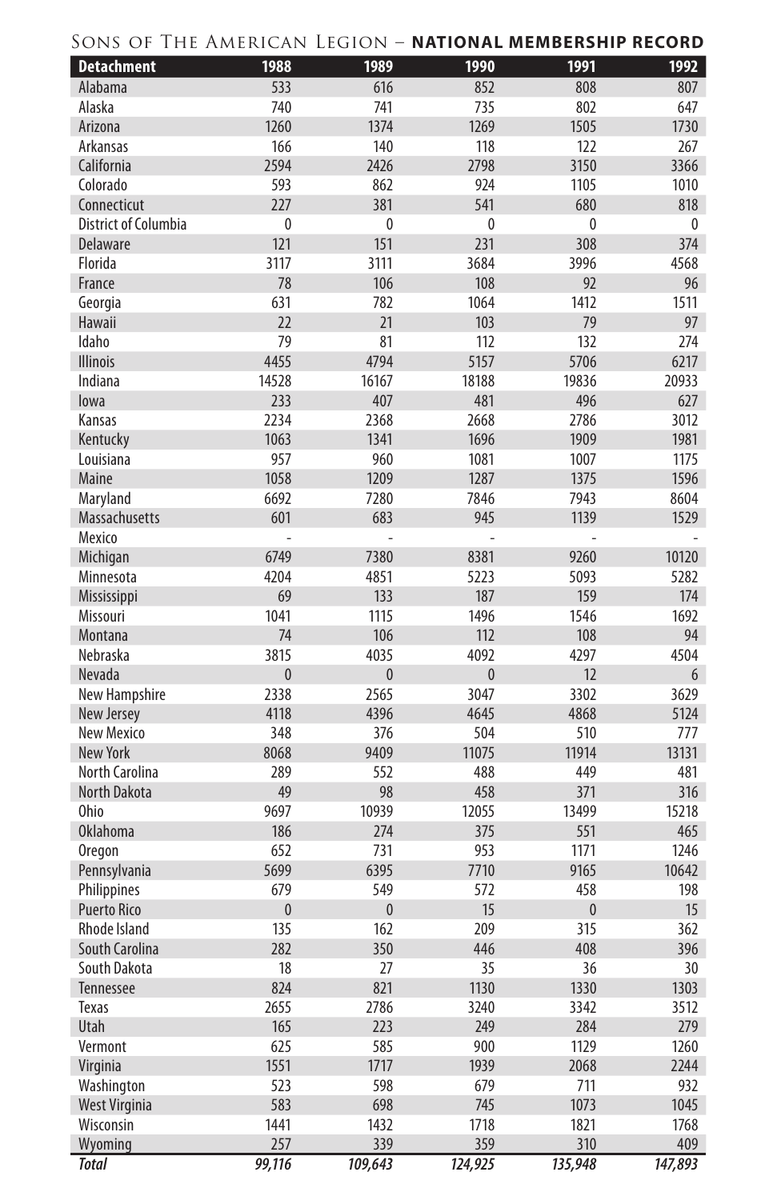# SONS OF THE AMERICAN LEGION – **NATIONAL MEMBERSHIP RECORD**

| Detachment | 1988 | 1989 | 1990 | 1991 | 1992 |
|---|---|---|---|---|---|
| Alabama | 533 | 616 | 852 | 808 | 807 |
| Alaska | 740 | 741 | 735 | 802 | 647 |
| Arizona | 1260 | 1374 | 1269 | 1505 | 1730 |
| Arkansas | 166 | 140 | 118 | 122 | 267 |
| California | 2594 | 2426 | 2798 | 3150 | 3366 |
| Colorado | 593 | 862 | 924 | 1105 | 1010 |
| Connecticut | 227 | 381 | 541 | 680 | 818 |
| District of Columbia | 0 | 0 | 0 | 0 | 0 |
| Delaware | 121 | 151 | 231 | 308 | 374 |
| Florida | 3117 | 3111 | 3684 | 3996 | 4568 |
| France | 78 | 106 | 108 | 92 | 96 |
| Georgia | 631 | 782 | 1064 | 1412 | 1511 |
| Hawaii | 22 | 21 | 103 | 79 | 97 |
| Idaho | 79 | 81 | 112 | 132 | 274 |
| Illinois | 4455 | 4794 | 5157 | 5706 | 6217 |
| Indiana | 14528 | 16167 | 18188 | 19836 | 20933 |
| Iowa | 233 | 407 | 481 | 496 | 627 |
| Kansas | 2234 | 2368 | 2668 | 2786 | 3012 |
| Kentucky | 1063 | 1341 | 1696 | 1909 | 1981 |
| Louisiana | 957 | 960 | 1081 | 1007 | 1175 |
| Maine | 1058 | 1209 | 1287 | 1375 | 1596 |
| Maryland | 6692 | 7280 | 7846 | 7943 | 8604 |
| Massachusetts | 601 | 683 | 945 | 1139 | 1529 |
| Mexico | - | - | - | - | - |
| Michigan | 6749 | 7380 | 8381 | 9260 | 10120 |
| Minnesota | 4204 | 4851 | 5223 | 5093 | 5282 |
| Mississippi | 69 | 133 | 187 | 159 | 174 |
| Missouri | 1041 | 1115 | 1496 | 1546 | 1692 |
| Montana | 74 | 106 | 112 | 108 | 94 |
| Nebraska | 3815 | 4035 | 4092 | 4297 | 4504 |
| Nevada | 0 | 0 | 0 | 12 | 6 |
| New Hampshire | 2338 | 2565 | 3047 | 3302 | 3629 |
| New Jersey | 4118 | 4396 | 4645 | 4868 | 5124 |
| New Mexico | 348 | 376 | 504 | 510 | 777 |
| New York | 8068 | 9409 | 11075 | 11914 | 13131 |
| North Carolina | 289 | 552 | 488 | 449 | 481 |
| North Dakota | 49 | 98 | 458 | 371 | 316 |
| Ohio | 9697 | 10939 | 12055 | 13499 | 15218 |
| Oklahoma | 186 | 274 | 375 | 551 | 465 |
| Oregon | 652 | 731 | 953 | 1171 | 1246 |
| Pennsylvania | 5699 | 6395 | 7710 | 9165 | 10642 |
| Philippines | 679 | 549 | 572 | 458 | 198 |
| Puerto Rico | 0 | 0 | 15 | 0 | 15 |
| Rhode Island | 135 | 162 | 209 | 315 | 362 |
| South Carolina | 282 | 350 | 446 | 408 | 396 |
| South Dakota | 18 | 27 | 35 | 36 | 30 |
| Tennessee | 824 | 821 | 1130 | 1330 | 1303 |
| Texas | 2655 | 2786 | 3240 | 3342 | 3512 |
| Utah | 165 | 223 | 249 | 284 | 279 |
| Vermont | 625 | 585 | 900 | 1129 | 1260 |
| Virginia | 1551 | 1717 | 1939 | 2068 | 2244 |
| Washington | 523 | 598 | 679 | 711 | 932 |
| West Virginia | 583 | 698 | 745 | 1073 | 1045 |
| Wisconsin | 1441 | 1432 | 1718 | 1821 | 1768 |
| Wyoming | 257 | 339 | 359 | 310 | 409 |
| ***Total*** | ***99,116*** | ***109,643*** | ***124,925*** | ***135,948*** | ***147,893*** |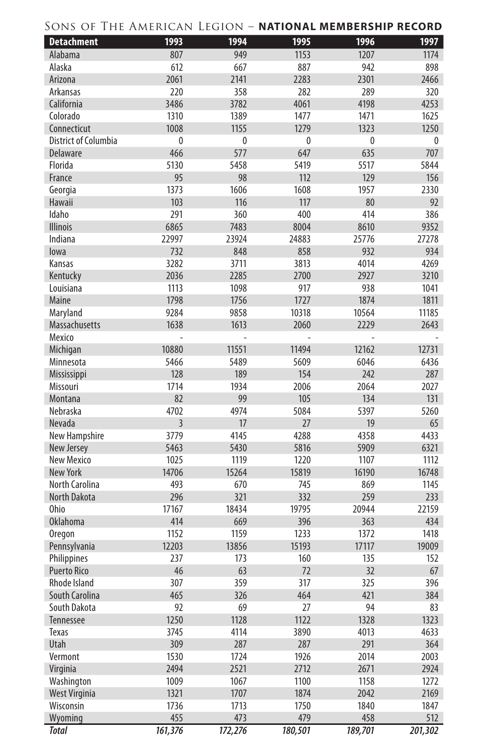## Sons of The American Legion – **NATIONAL MEMBERSHIP RECORD**

| Detachment | 1993 | 1994 | 1995 | 1996 | 1997 |
|---|---|---|---|---|---|
| Alabama | 807 | 949 | 1153 | 1207 | 1174 |
| Alaska | 612 | 667 | 887 | 942 | 898 |
| Arizona | 2061 | 2141 | 2283 | 2301 | 2466 |
| Arkansas | 220 | 358 | 282 | 289 | 320 |
| California | 3486 | 3782 | 4061 | 4198 | 4253 |
| Colorado | 1310 | 1389 | 1477 | 1471 | 1625 |
| Connecticut | 1008 | 1155 | 1279 | 1323 | 1250 |
| District of Columbia | 0 | 0 | 0 | 0 | 0 |
| Delaware | 466 | 577 | 647 | 635 | 707 |
| Florida | 5130 | 5458 | 5419 | 5517 | 5844 |
| France | 95 | 98 | 112 | 129 | 156 |
| Georgia | 1373 | 1606 | 1608 | 1957 | 2330 |
| Hawaii | 103 | 116 | 117 | 80 | 92 |
| Idaho | 291 | 360 | 400 | 414 | 386 |
| Illinois | 6865 | 7483 | 8004 | 8610 | 9352 |
| Indiana | 22997 | 23924 | 24883 | 25776 | 27278 |
| Iowa | 732 | 848 | 858 | 932 | 934 |
| Kansas | 3282 | 3711 | 3813 | 4014 | 4269 |
| Kentucky | 2036 | 2285 | 2700 | 2927 | 3210 |
| Louisiana | 1113 | 1098 | 917 | 938 | 1041 |
| Maine | 1798 | 1756 | 1727 | 1874 | 1811 |
| Maryland | 9284 | 9858 | 10318 | 10564 | 11185 |
| Massachusetts | 1638 | 1613 | 2060 | 2229 | 2643 |
| Mexico | - | - | - | - | - |
| Michigan | 10880 | 11551 | 11494 | 12162 | 12731 |
| Minnesota | 5466 | 5489 | 5609 | 6046 | 6436 |
| Mississippi | 128 | 189 | 154 | 242 | 287 |
| Missouri | 1714 | 1934 | 2006 | 2064 | 2027 |
| Montana | 82 | 99 | 105 | 134 | 131 |
| Nebraska | 4702 | 4974 | 5084 | 5397 | 5260 |
| Nevada | 3 | 17 | 27 | 19 | 65 |
| New Hampshire | 3779 | 4145 | 4288 | 4358 | 4433 |
| New Jersey | 5463 | 5430 | 5816 | 5909 | 6321 |
| New Mexico | 1025 | 1119 | 1220 | 1107 | 1112 |
| New York | 14706 | 15264 | 15819 | 16190 | 16748 |
| North Carolina | 493 | 670 | 745 | 869 | 1145 |
| North Dakota | 296 | 321 | 332 | 259 | 233 |
| Ohio | 17167 | 18434 | 19795 | 20944 | 22159 |
| Oklahoma | 414 | 669 | 396 | 363 | 434 |
| Oregon | 1152 | 1159 | 1233 | 1372 | 1418 |
| Pennsylvania | 12203 | 13856 | 15193 | 17117 | 19009 |
| Philippines | 237 | 173 | 160 | 135 | 152 |
| Puerto Rico | 46 | 63 | 72 | 32 | 67 |
| Rhode Island | 307 | 359 | 317 | 325 | 396 |
| South Carolina | 465 | 326 | 464 | 421 | 384 |
| South Dakota | 92 | 69 | 27 | 94 | 83 |
| Tennessee | 1250 | 1128 | 1122 | 1328 | 1323 |
| Texas | 3745 | 4114 | 3890 | 4013 | 4633 |
| Utah | 309 | 287 | 287 | 291 | 364 |
| Vermont | 1530 | 1724 | 1926 | 2014 | 2003 |
| Virginia | 2494 | 2521 | 2712 | 2671 | 2924 |
| Washington | 1009 | 1067 | 1100 | 1158 | 1272 |
| West Virginia | 1321 | 1707 | 1874 | 2042 | 2169 |
| Wisconsin | 1736 | 1713 | 1750 | 1840 | 1847 |
| Wyoming | 455 | 473 | 479 | 458 | 512 |
| ***Total*** | ***161,376*** | ***172,276*** | ***180,501*** | ***189,701*** | ***201,302*** |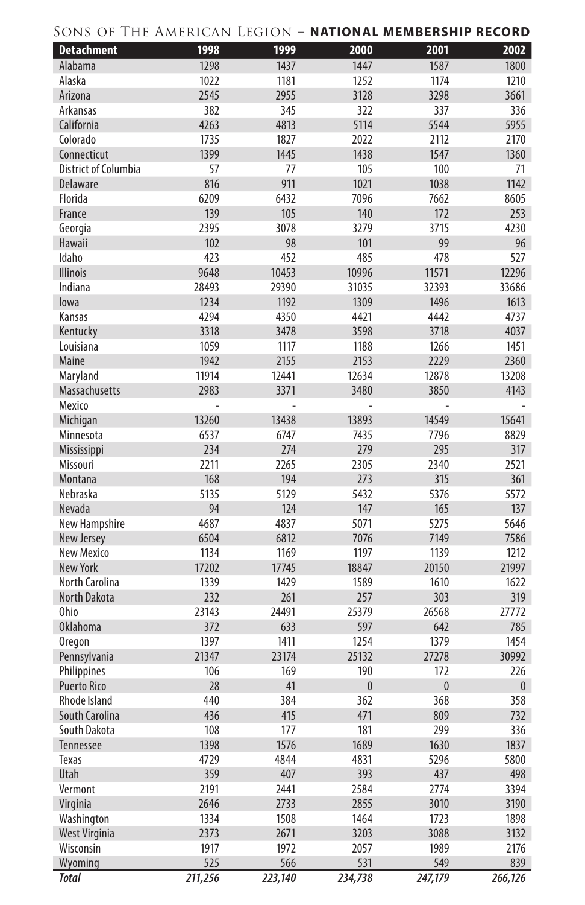## Sons of The American Legion – **NATIONAL MEMBERSHIP RECORD**

| Detachment | 1998 | 1999 | 2000 | 2001 | 2002 |
|---|---|---|---|---|---|
| Alabama | 1298 | 1437 | 1447 | 1587 | 1800 |
| Alaska | 1022 | 1181 | 1252 | 1174 | 1210 |
| Arizona | 2545 | 2955 | 3128 | 3298 | 3661 |
| Arkansas | 382 | 345 | 322 | 337 | 336 |
| California | 4263 | 4813 | 5114 | 5544 | 5955 |
| Colorado | 1735 | 1827 | 2022 | 2112 | 2170 |
| Connecticut | 1399 | 1445 | 1438 | 1547 | 1360 |
| District of Columbia | 57 | 77 | 105 | 100 | 71 |
| Delaware | 816 | 911 | 1021 | 1038 | 1142 |
| Florida | 6209 | 6432 | 7096 | 7662 | 8605 |
| France | 139 | 105 | 140 | 172 | 253 |
| Georgia | 2395 | 3078 | 3279 | 3715 | 4230 |
| Hawaii | 102 | 98 | 101 | 99 | 96 |
| Idaho | 423 | 452 | 485 | 478 | 527 |
| Illinois | 9648 | 10453 | 10996 | 11571 | 12296 |
| Indiana | 28493 | 29390 | 31035 | 32393 | 33686 |
| Iowa | 1234 | 1192 | 1309 | 1496 | 1613 |
| Kansas | 4294 | 4350 | 4421 | 4442 | 4737 |
| Kentucky | 3318 | 3478 | 3598 | 3718 | 4037 |
| Louisiana | 1059 | 1117 | 1188 | 1266 | 1451 |
| Maine | 1942 | 2155 | 2153 | 2229 | 2360 |
| Maryland | 11914 | 12441 | 12634 | 12878 | 13208 |
| Massachusetts | 2983 | 3371 | 3480 | 3850 | 4143 |
| Mexico | - | - | - | - | - |
| Michigan | 13260 | 13438 | 13893 | 14549 | 15641 |
| Minnesota | 6537 | 6747 | 7435 | 7796 | 8829 |
| Mississippi | 234 | 274 | 279 | 295 | 317 |
| Missouri | 2211 | 2265 | 2305 | 2340 | 2521 |
| Montana | 168 | 194 | 273 | 315 | 361 |
| Nebraska | 5135 | 5129 | 5432 | 5376 | 5572 |
| Nevada | 94 | 124 | 147 | 165 | 137 |
| New Hampshire | 4687 | 4837 | 5071 | 5275 | 5646 |
| New Jersey | 6504 | 6812 | 7076 | 7149 | 7586 |
| New Mexico | 1134 | 1169 | 1197 | 1139 | 1212 |
| New York | 17202 | 17745 | 18847 | 20150 | 21997 |
| North Carolina | 1339 | 1429 | 1589 | 1610 | 1622 |
| North Dakota | 232 | 261 | 257 | 303 | 319 |
| Ohio | 23143 | 24491 | 25379 | 26568 | 27772 |
| Oklahoma | 372 | 633 | 597 | 642 | 785 |
| Oregon | 1397 | 1411 | 1254 | 1379 | 1454 |
| Pennsylvania | 21347 | 23174 | 25132 | 27278 | 30992 |
| Philippines | 106 | 169 | 190 | 172 | 226 |
| Puerto Rico | 28 | 41 | 0 | 0 | 0 |
| Rhode Island | 440 | 384 | 362 | 368 | 358 |
| South Carolina | 436 | 415 | 471 | 809 | 732 |
| South Dakota | 108 | 177 | 181 | 299 | 336 |
| Tennessee | 1398 | 1576 | 1689 | 1630 | 1837 |
| Texas | 4729 | 4844 | 4831 | 5296 | 5800 |
| Utah | 359 | 407 | 393 | 437 | 498 |
| Vermont | 2191 | 2441 | 2584 | 2774 | 3394 |
| Virginia | 2646 | 2733 | 2855 | 3010 | 3190 |
| Washington | 1334 | 1508 | 1464 | 1723 | 1898 |
| West Virginia | 2373 | 2671 | 3203 | 3088 | 3132 |
| Wisconsin | 1917 | 1972 | 2057 | 1989 | 2176 |
| Wyoming | 525 | 566 | 531 | 549 | 839 |
| ***Total*** | ***211,256*** | ***223,140*** | ***234,738*** | ***247,179*** | ***266,126*** |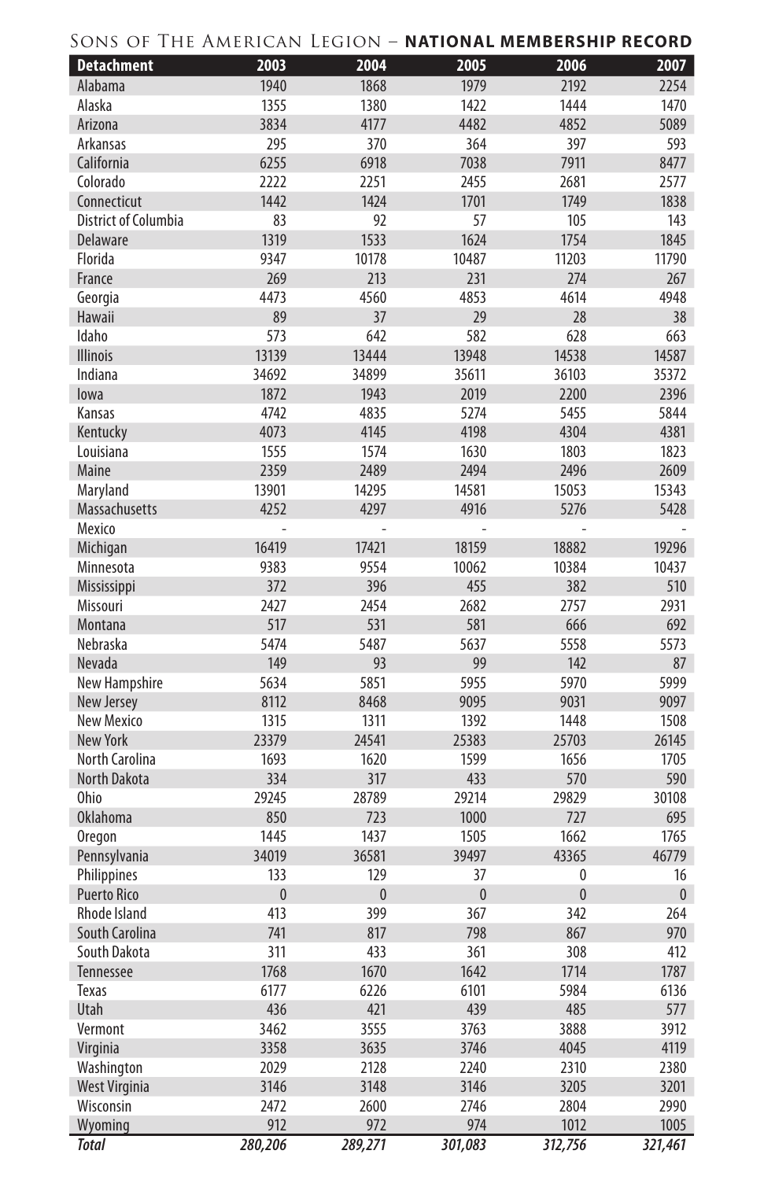# Sons of The American Legion – **NATIONAL MEMBERSHIP RECORD**

| Detachment | 2003 | 2004 | 2005 | 2006 | 2007 |
|---|---|---|---|---|---|
| Alabama | 1940 | 1868 | 1979 | 2192 | 2254 |
| Alaska | 1355 | 1380 | 1422 | 1444 | 1470 |
| Arizona | 3834 | 4177 | 4482 | 4852 | 5089 |
| Arkansas | 295 | 370 | 364 | 397 | 593 |
| California | 6255 | 6918 | 7038 | 7911 | 8477 |
| Colorado | 2222 | 2251 | 2455 | 2681 | 2577 |
| Connecticut | 1442 | 1424 | 1701 | 1749 | 1838 |
| District of Columbia | 83 | 92 | 57 | 105 | 143 |
| Delaware | 1319 | 1533 | 1624 | 1754 | 1845 |
| Florida | 9347 | 10178 | 10487 | 11203 | 11790 |
| France | 269 | 213 | 231 | 274 | 267 |
| Georgia | 4473 | 4560 | 4853 | 4614 | 4948 |
| Hawaii | 89 | 37 | 29 | 28 | 38 |
| Idaho | 573 | 642 | 582 | 628 | 663 |
| Illinois | 13139 | 13444 | 13948 | 14538 | 14587 |
| Indiana | 34692 | 34899 | 35611 | 36103 | 35372 |
| Iowa | 1872 | 1943 | 2019 | 2200 | 2396 |
| Kansas | 4742 | 4835 | 5274 | 5455 | 5844 |
| Kentucky | 4073 | 4145 | 4198 | 4304 | 4381 |
| Louisiana | 1555 | 1574 | 1630 | 1803 | 1823 |
| Maine | 2359 | 2489 | 2494 | 2496 | 2609 |
| Maryland | 13901 | 14295 | 14581 | 15053 | 15343 |
| Massachusetts | 4252 | 4297 | 4916 | 5276 | 5428 |
| Mexico | - | - | - | - | - |
| Michigan | 16419 | 17421 | 18159 | 18882 | 19296 |
| Minnesota | 9383 | 9554 | 10062 | 10384 | 10437 |
| Mississippi | 372 | 396 | 455 | 382 | 510 |
| Missouri | 2427 | 2454 | 2682 | 2757 | 2931 |
| Montana | 517 | 531 | 581 | 666 | 692 |
| Nebraska | 5474 | 5487 | 5637 | 5558 | 5573 |
| Nevada | 149 | 93 | 99 | 142 | 87 |
| New Hampshire | 5634 | 5851 | 5955 | 5970 | 5999 |
| New Jersey | 8112 | 8468 | 9095 | 9031 | 9097 |
| New Mexico | 1315 | 1311 | 1392 | 1448 | 1508 |
| New York | 23379 | 24541 | 25383 | 25703 | 26145 |
| North Carolina | 1693 | 1620 | 1599 | 1656 | 1705 |
| North Dakota | 334 | 317 | 433 | 570 | 590 |
| Ohio | 29245 | 28789 | 29214 | 29829 | 30108 |
| Oklahoma | 850 | 723 | 1000 | 727 | 695 |
| Oregon | 1445 | 1437 | 1505 | 1662 | 1765 |
| Pennsylvania | 34019 | 36581 | 39497 | 43365 | 46779 |
| Philippines | 133 | 129 | 37 | 0 | 16 |
| Puerto Rico | 0 | 0 | 0 | 0 | 0 |
| Rhode Island | 413 | 399 | 367 | 342 | 264 |
| South Carolina | 741 | 817 | 798 | 867 | 970 |
| South Dakota | 311 | 433 | 361 | 308 | 412 |
| Tennessee | 1768 | 1670 | 1642 | 1714 | 1787 |
| Texas | 6177 | 6226 | 6101 | 5984 | 6136 |
| Utah | 436 | 421 | 439 | 485 | 577 |
| Vermont | 3462 | 3555 | 3763 | 3888 | 3912 |
| Virginia | 3358 | 3635 | 3746 | 4045 | 4119 |
| Washington | 2029 | 2128 | 2240 | 2310 | 2380 |
| West Virginia | 3146 | 3148 | 3146 | 3205 | 3201 |
| Wisconsin | 2472 | 2600 | 2746 | 2804 | 2990 |
| Wyoming | 912 | 972 | 974 | 1012 | 1005 |
| ***Total*** | ***280,206*** | ***289,271*** | ***301,083*** | ***312,756*** | ***321,461*** |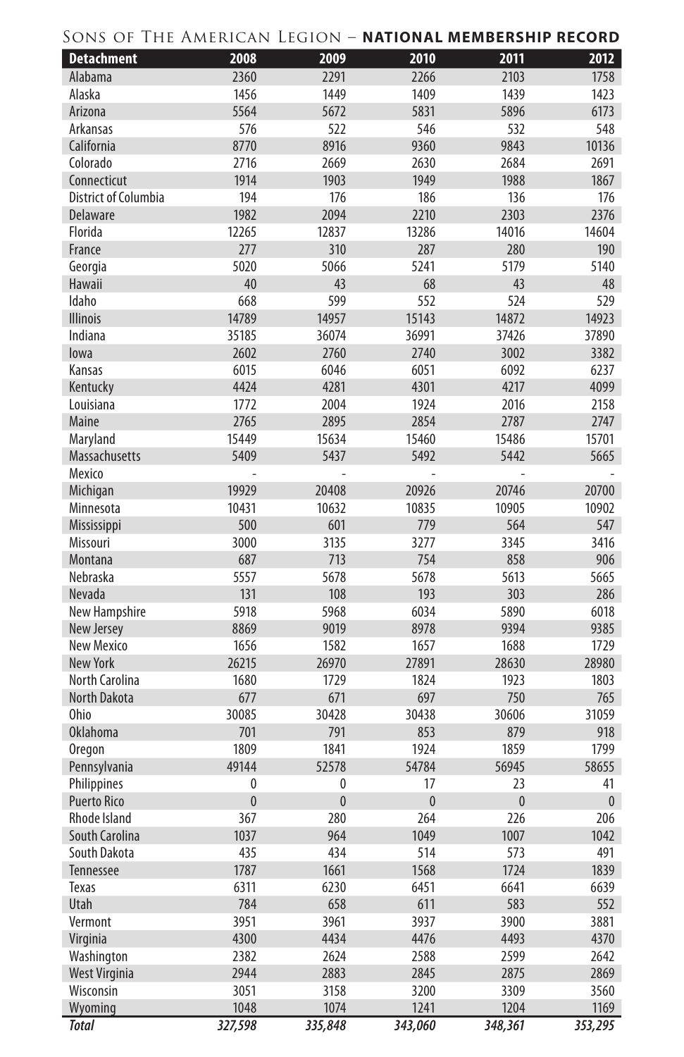## Sons of The American Legion – **NATIONAL MEMBERSHIP RECORD**

| Detachment | 2008 | 2009 | 2010 | 2011 | 2012 |
|---|---|---|---|---|---|
| Alabama | 2360 | 2291 | 2266 | 2103 | 1758 |
| Alaska | 1456 | 1449 | 1409 | 1439 | 1423 |
| Arizona | 5564 | 5672 | 5831 | 5896 | 6173 |
| Arkansas | 576 | 522 | 546 | 532 | 548 |
| California | 8770 | 8916 | 9360 | 9843 | 10136 |
| Colorado | 2716 | 2669 | 2630 | 2684 | 2691 |
| Connecticut | 1914 | 1903 | 1949 | 1988 | 1867 |
| District of Columbia | 194 | 176 | 186 | 136 | 176 |
| Delaware | 1982 | 2094 | 2210 | 2303 | 2376 |
| Florida | 12265 | 12837 | 13286 | 14016 | 14604 |
| France | 277 | 310 | 287 | 280 | 190 |
| Georgia | 5020 | 5066 | 5241 | 5179 | 5140 |
| Hawaii | 40 | 43 | 68 | 43 | 48 |
| Idaho | 668 | 599 | 552 | 524 | 529 |
| Illinois | 14789 | 14957 | 15143 | 14872 | 14923 |
| Indiana | 35185 | 36074 | 36991 | 37426 | 37890 |
| Iowa | 2602 | 2760 | 2740 | 3002 | 3382 |
| Kansas | 6015 | 6046 | 6051 | 6092 | 6237 |
| Kentucky | 4424 | 4281 | 4301 | 4217 | 4099 |
| Louisiana | 1772 | 2004 | 1924 | 2016 | 2158 |
| Maine | 2765 | 2895 | 2854 | 2787 | 2747 |
| Maryland | 15449 | 15634 | 15460 | 15486 | 15701 |
| Massachusetts | 5409 | 5437 | 5492 | 5442 | 5665 |
| Mexico | - | - | - | - | - |
| Michigan | 19929 | 20408 | 20926 | 20746 | 20700 |
| Minnesota | 10431 | 10632 | 10835 | 10905 | 10902 |
| Mississippi | 500 | 601 | 779 | 564 | 547 |
| Missouri | 3000 | 3135 | 3277 | 3345 | 3416 |
| Montana | 687 | 713 | 754 | 858 | 906 |
| Nebraska | 5557 | 5678 | 5678 | 5613 | 5665 |
| Nevada | 131 | 108 | 193 | 303 | 286 |
| New Hampshire | 5918 | 5968 | 6034 | 5890 | 6018 |
| New Jersey | 8869 | 9019 | 8978 | 9394 | 9385 |
| New Mexico | 1656 | 1582 | 1657 | 1688 | 1729 |
| New York | 26215 | 26970 | 27891 | 28630 | 28980 |
| North Carolina | 1680 | 1729 | 1824 | 1923 | 1803 |
| North Dakota | 677 | 671 | 697 | 750 | 765 |
| Ohio | 30085 | 30428 | 30438 | 30606 | 31059 |
| Oklahoma | 701 | 791 | 853 | 879 | 918 |
| Oregon | 1809 | 1841 | 1924 | 1859 | 1799 |
| Pennsylvania | 49144 | 52578 | 54784 | 56945 | 58655 |
| Philippines | 0 | 0 | 17 | 23 | 41 |
| Puerto Rico | 0 | 0 | 0 | 0 | 0 |
| Rhode Island | 367 | 280 | 264 | 226 | 206 |
| South Carolina | 1037 | 964 | 1049 | 1007 | 1042 |
| South Dakota | 435 | 434 | 514 | 573 | 491 |
| Tennessee | 1787 | 1661 | 1568 | 1724 | 1839 |
| Texas | 6311 | 6230 | 6451 | 6641 | 6639 |
| Utah | 784 | 658 | 611 | 583 | 552 |
| Vermont | 3951 | 3961 | 3937 | 3900 | 3881 |
| Virginia | 4300 | 4434 | 4476 | 4493 | 4370 |
| Washington | 2382 | 2624 | 2588 | 2599 | 2642 |
| West Virginia | 2944 | 2883 | 2845 | 2875 | 2869 |
| Wisconsin | 3051 | 3158 | 3200 | 3309 | 3560 |
| Wyoming | 1048 | 1074 | 1241 | 1204 | 1169 |
| ***Total*** | ***327,598*** | ***335,848*** | ***343,060*** | ***348,361*** | ***353,295*** |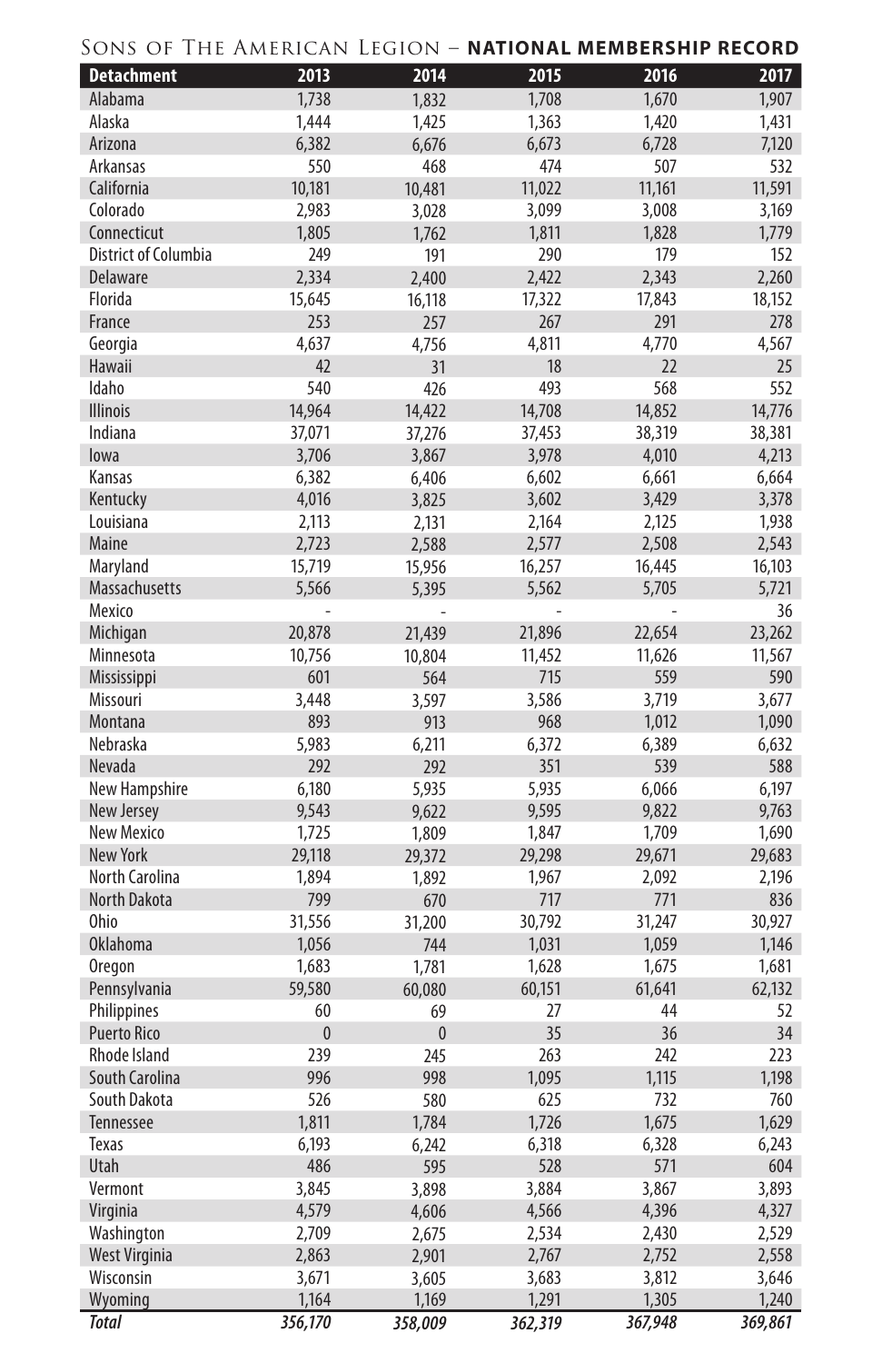## SONS OF THE AMERICAN LEGION – **NATIONAL MEMBERSHIP RECORD**

| Detachment | 2013 | 2014 | 2015 | 2016 | 2017 |
|---|---|---|---|---|---|
| Alabama | 1,738 | 1,832 | 1,708 | 1,670 | 1,907 |
| Alaska | 1,444 | 1,425 | 1,363 | 1,420 | 1,431 |
| Arizona | 6,382 | 6,676 | 6,673 | 6,728 | 7,120 |
| Arkansas | 550 | 468 | 474 | 507 | 532 |
| California | 10,181 | 10,481 | 11,022 | 11,161 | 11,591 |
| Colorado | 2,983 | 3,028 | 3,099 | 3,008 | 3,169 |
| Connecticut | 1,805 | 1,762 | 1,811 | 1,828 | 1,779 |
| District of Columbia | 249 | 191 | 290 | 179 | 152 |
| Delaware | 2,334 | 2,400 | 2,422 | 2,343 | 2,260 |
| Florida | 15,645 | 16,118 | 17,322 | 17,843 | 18,152 |
| France | 253 | 257 | 267 | 291 | 278 |
| Georgia | 4,637 | 4,756 | 4,811 | 4,770 | 4,567 |
| Hawaii | 42 | 31 | 18 | 22 | 25 |
| Idaho | 540 | 426 | 493 | 568 | 552 |
| Illinois | 14,964 | 14,422 | 14,708 | 14,852 | 14,776 |
| Indiana | 37,071 | 37,276 | 37,453 | 38,319 | 38,381 |
| Iowa | 3,706 | 3,867 | 3,978 | 4,010 | 4,213 |
| Kansas | 6,382 | 6,406 | 6,602 | 6,661 | 6,664 |
| Kentucky | 4,016 | 3,825 | 3,602 | 3,429 | 3,378 |
| Louisiana | 2,113 | 2,131 | 2,164 | 2,125 | 1,938 |
| Maine | 2,723 | 2,588 | 2,577 | 2,508 | 2,543 |
| Maryland | 15,719 | 15,956 | 16,257 | 16,445 | 16,103 |
| Massachusetts | 5,566 | 5,395 | 5,562 | 5,705 | 5,721 |
| Mexico | - | - | - | - | 36 |
| Michigan | 20,878 | 21,439 | 21,896 | 22,654 | 23,262 |
| Minnesota | 10,756 | 10,804 | 11,452 | 11,626 | 11,567 |
| Mississippi | 601 | 564 | 715 | 559 | 590 |
| Missouri | 3,448 | 3,597 | 3,586 | 3,719 | 3,677 |
| Montana | 893 | 913 | 968 | 1,012 | 1,090 |
| Nebraska | 5,983 | 6,211 | 6,372 | 6,389 | 6,632 |
| Nevada | 292 | 292 | 351 | 539 | 588 |
| New Hampshire | 6,180 | 5,935 | 5,935 | 6,066 | 6,197 |
| New Jersey | 9,543 | 9,622 | 9,595 | 9,822 | 9,763 |
| New Mexico | 1,725 | 1,809 | 1,847 | 1,709 | 1,690 |
| New York | 29,118 | 29,372 | 29,298 | 29,671 | 29,683 |
| North Carolina | 1,894 | 1,892 | 1,967 | 2,092 | 2,196 |
| North Dakota | 799 | 670 | 717 | 771 | 836 |
| Ohio | 31,556 | 31,200 | 30,792 | 31,247 | 30,927 |
| Oklahoma | 1,056 | 744 | 1,031 | 1,059 | 1,146 |
| Oregon | 1,683 | 1,781 | 1,628 | 1,675 | 1,681 |
| Pennsylvania | 59,580 | 60,080 | 60,151 | 61,641 | 62,132 |
| Philippines | 60 | 69 | 27 | 44 | 52 |
| Puerto Rico | 0 | 0 | 35 | 36 | 34 |
| Rhode Island | 239 | 245 | 263 | 242 | 223 |
| South Carolina | 996 | 998 | 1,095 | 1,115 | 1,198 |
| South Dakota | 526 | 580 | 625 | 732 | 760 |
| Tennessee | 1,811 | 1,784 | 1,726 | 1,675 | 1,629 |
| Texas | 6,193 | 6,242 | 6,318 | 6,328 | 6,243 |
| Utah | 486 | 595 | 528 | 571 | 604 |
| Vermont | 3,845 | 3,898 | 3,884 | 3,867 | 3,893 |
| Virginia | 4,579 | 4,606 | 4,566 | 4,396 | 4,327 |
| Washington | 2,709 | 2,675 | 2,534 | 2,430 | 2,529 |
| West Virginia | 2,863 | 2,901 | 2,767 | 2,752 | 2,558 |
| Wisconsin | 3,671 | 3,605 | 3,683 | 3,812 | 3,646 |
| Wyoming | 1,164 | 1,169 | 1,291 | 1,305 | 1,240 |
| ***Total*** | ***356,170*** | ***358,009*** | ***362,319*** | ***367,948*** | ***369,861*** |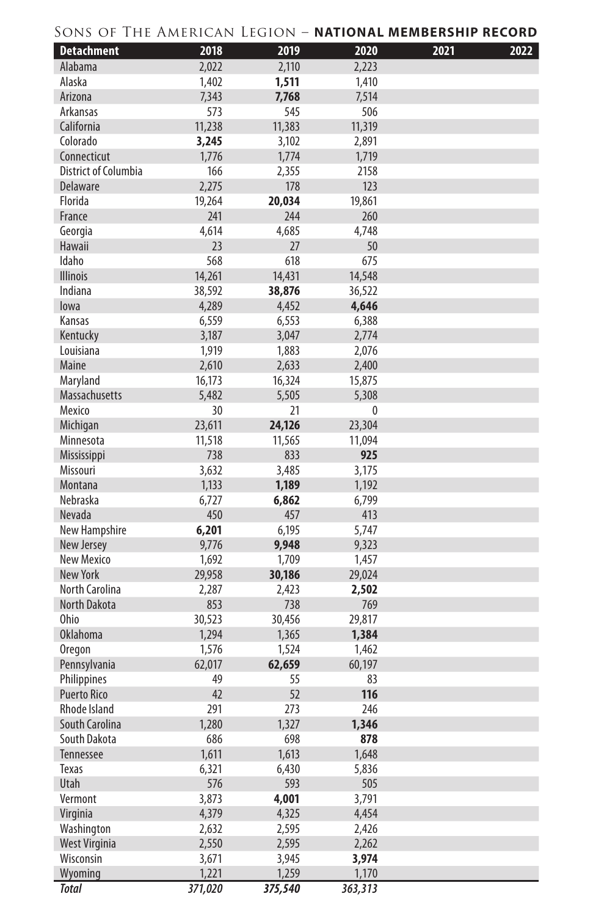# Sons of The American Legion – **NATIONAL MEMBERSHIP RECORD**

| Detachment | 2018 | 2019 | 2020 | 2021 | 2022 |
|---|---|---|---|---|---|
| Alabama | 2,022 | 2,110 | 2,223 | | |
| Alaska | 1,402 | **1,511** | 1,410 | | |
| Arizona | 7,343 | **7,768** | 7,514 | | |
| Arkansas | 573 | 545 | 506 | | |
| California | 11,238 | 11,383 | 11,319 | | |
| Colorado | **3,245** | 3,102 | 2,891 | | |
| Connecticut | 1,776 | 1,774 | 1,719 | | |
| District of Columbia | 166 | 2,355 | 2158 | | |
| Delaware | 2,275 | 178 | 123 | | |
| Florida | 19,264 | **20,034** | 19,861 | | |
| France | 241 | 244 | 260 | | |
| Georgia | 4,614 | 4,685 | 4,748 | | |
| Hawaii | 23 | 27 | 50 | | |
| Idaho | 568 | 618 | 675 | | |
| Illinois | 14,261 | 14,431 | 14,548 | | |
| Indiana | 38,592 | **38,876** | 36,522 | | |
| Iowa | 4,289 | 4,452 | **4,646** | | |
| Kansas | 6,559 | 6,553 | 6,388 | | |
| Kentucky | 3,187 | 3,047 | 2,774 | | |
| Louisiana | 1,919 | 1,883 | 2,076 | | |
| Maine | 2,610 | 2,633 | 2,400 | | |
| Maryland | 16,173 | 16,324 | 15,875 | | |
| Massachusetts | 5,482 | 5,505 | 5,308 | | |
| Mexico | 30 | 21 | 0 | | |
| Michigan | 23,611 | **24,126** | 23,304 | | |
| Minnesota | 11,518 | 11,565 | 11,094 | | |
| Mississippi | 738 | 833 | **925** | | |
| Missouri | 3,632 | 3,485 | 3,175 | | |
| Montana | 1,133 | **1,189** | 1,192 | | |
| Nebraska | 6,727 | **6,862** | 6,799 | | |
| Nevada | 450 | 457 | 413 | | |
| New Hampshire | **6,201** | 6,195 | 5,747 | | |
| New Jersey | 9,776 | **9,948** | 9,323 | | |
| New Mexico | 1,692 | 1,709 | 1,457 | | |
| New York | 29,958 | **30,186** | 29,024 | | |
| North Carolina | 2,287 | 2,423 | **2,502** | | |
| North Dakota | 853 | 738 | 769 | | |
| Ohio | 30,523 | 30,456 | 29,817 | | |
| Oklahoma | 1,294 | 1,365 | **1,384** | | |
| Oregon | 1,576 | 1,524 | 1,462 | | |
| Pennsylvania | 62,017 | **62,659** | 60,197 | | |
| Philippines | 49 | 55 | 83 | | |
| Puerto Rico | 42 | 52 | **116** | | |
| Rhode Island | 291 | 273 | 246 | | |
| South Carolina | 1,280 | 1,327 | **1,346** | | |
| South Dakota | 686 | 698 | **878** | | |
| Tennessee | 1,611 | 1,613 | 1,648 | | |
| Texas | 6,321 | 6,430 | 5,836 | | |
| Utah | 576 | 593 | 505 | | |
| Vermont | 3,873 | **4,001** | 3,791 | | |
| Virginia | 4,379 | 4,325 | 4,454 | | |
| Washington | 2,632 | 2,595 | 2,426 | | |
| West Virginia | 2,550 | 2,595 | 2,262 | | |
| Wisconsin | 3,671 | 3,945 | **3,974** | | |
| Wyoming | 1,221 | 1,259 | 1,170 | | |
| *Total* | *371,020* | *375,540* | *363,313* | | |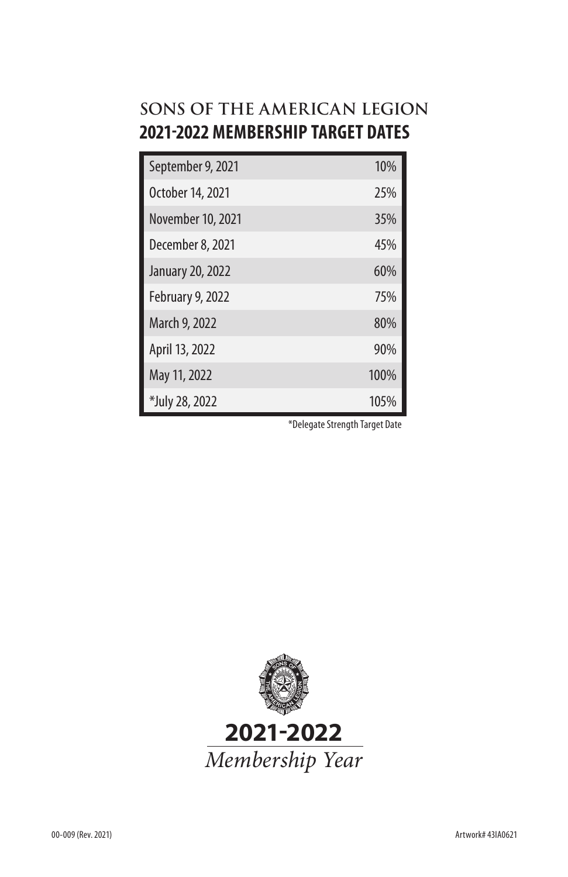## SONS OF THE AMERICAN LEGION
## 2021-2022 MEMBERSHIP TARGET DATES

| | |
|---|---|
| September 9, 2021 | 10% |
| October 14, 2021 | 25% |
| November 10, 2021 | 35% |
| December 8, 2021 | 45% |
| January 20, 2022 | 60% |
| February 9, 2022 | 75% |
| March 9, 2022 | 80% |
| April 13, 2022 | 90% |
| May 11, 2022 | 100% |
| *July 28, 2022 | 105% |

*Delegate Strength Target Date

**2021-2022**
*Membership Year*

00-009 (Rev. 2021)

Artwork# 43IA0621